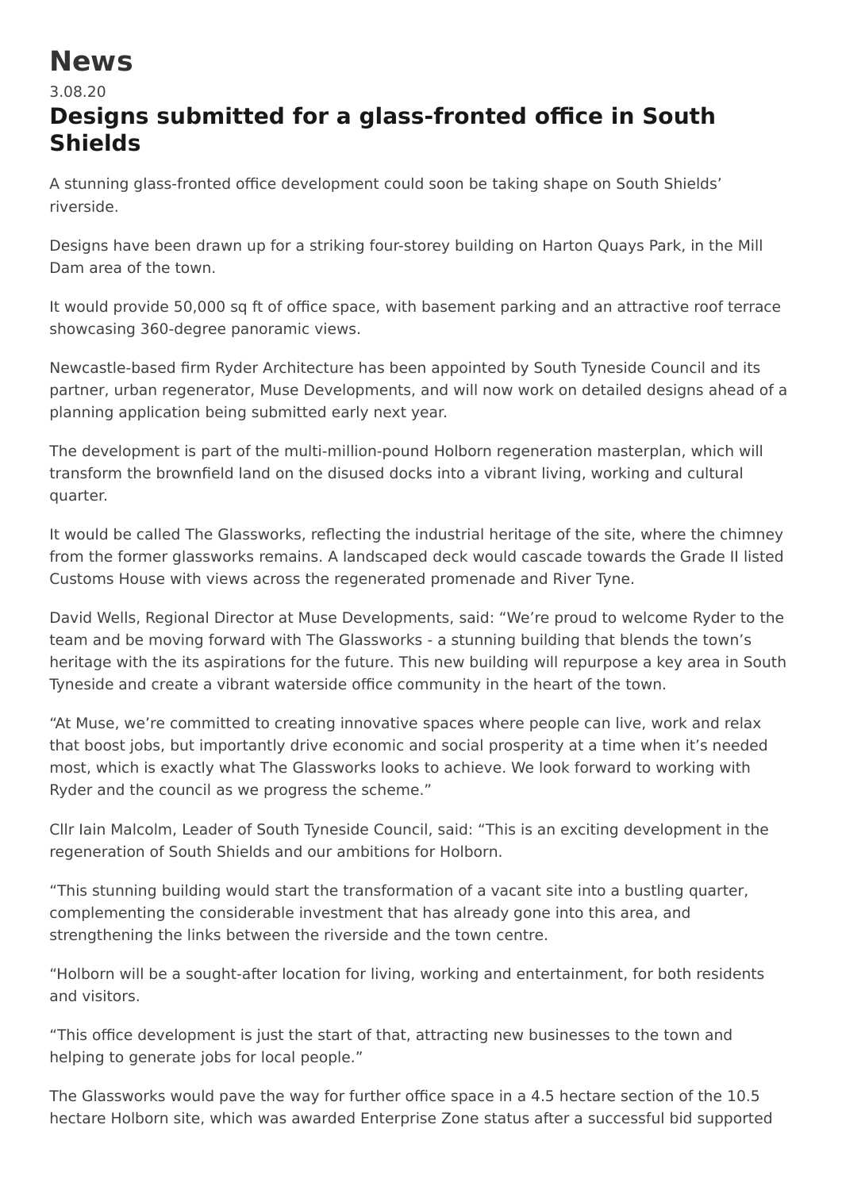# News

3.08.20

## Designs submitted for a glass-fronted office in South Shields

A stunning glass-fronted office development could soon be taking shape on South Shields' riverside.

Designs have been drawn up for a striking four-storey building on Harton Quays Park, in the Mill Dam area of the town.

It would provide 50,000 sq ft of office space, with basement parking and an attractive roof terrace showcasing 360-degree panoramic views.

Newcastle-based firm Ryder Architecture has been appointed by South Tyneside Council and its partner, urban regenerator, Muse Developments, and will now work on detailed designs ahead of a planning application being submitted early next year.

The development is part of the multi-million-pound Holborn regeneration masterplan, which will transform the brownfield land on the disused docks into a vibrant living, working and cultural quarter.

It would be called The Glassworks, reflecting the industrial heritage of the site, where the chimney from the former glassworks remains. A landscaped deck would cascade towards the Grade II listed Customs House with views across the regenerated promenade and River Tyne.

David Wells, Regional Director at Muse Developments, said: "We're proud to welcome Ryder to the team and be moving forward with The Glassworks - a stunning building that blends the town's heritage with the its aspirations for the future. This new building will repurpose a key area in South Tyneside and create a vibrant waterside office community in the heart of the town.

"At Muse, we're committed to creating innovative spaces where people can live, work and relax that boost jobs, but importantly drive economic and social prosperity at a time when it's needed most, which is exactly what The Glassworks looks to achieve. We look forward to working with Ryder and the council as we progress the scheme."

Cllr Iain Malcolm, Leader of South Tyneside Council, said: "This is an exciting development in the regeneration of South Shields and our ambitions for Holborn.

"This stunning building would start the transformation of a vacant site into a bustling quarter, complementing the considerable investment that has already gone into this area, and strengthening the links between the riverside and the town centre.

"Holborn will be a sought-after location for living, working and entertainment, for both residents and visitors.

"This office development is just the start of that, attracting new businesses to the town and helping to generate jobs for local people."

The Glassworks would pave the way for further office space in a 4.5 hectare section of the 10.5 hectare Holborn site, which was awarded Enterprise Zone status after a successful bid supported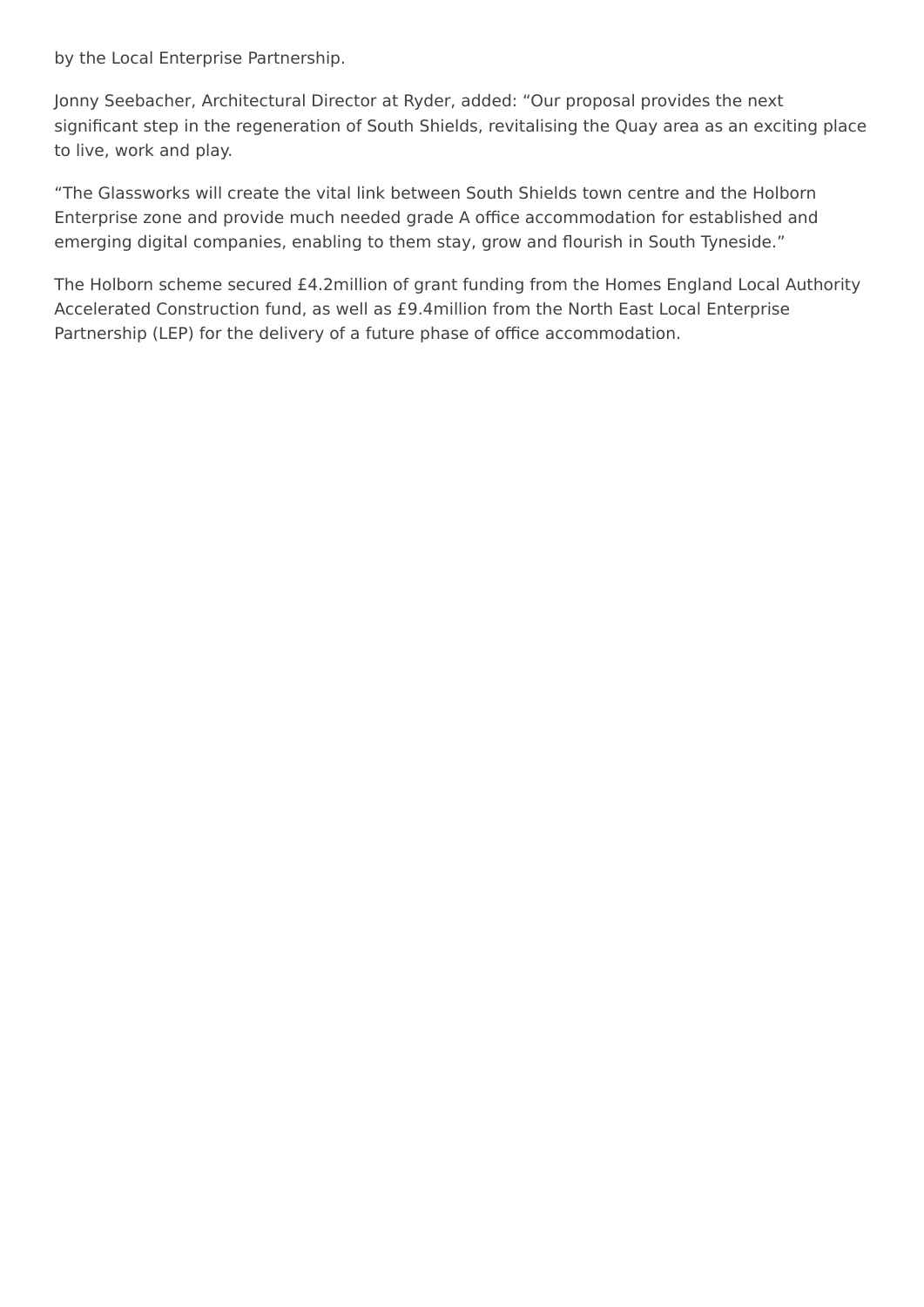by the Local Enterprise Partnership.

Jonny Seebacher, Architectural Director at Ryder, added: “Our proposal provides the next significant step in the regeneration of South Shields, revitalising the Quay area as an exciting place to live, work and play.

“The Glassworks will create the vital link between South Shields town centre and the Holborn Enterprise zone and provide much needed grade A office accommodation for established and emerging digital companies, enabling to them stay, grow and flourish in South Tyneside.”

The Holborn scheme secured £4.2million of grant funding from the Homes England Local Authority Accelerated Construction fund, as well as £9.4million from the North East Local Enterprise Partnership (LEP) for the delivery of a future phase of office accommodation.